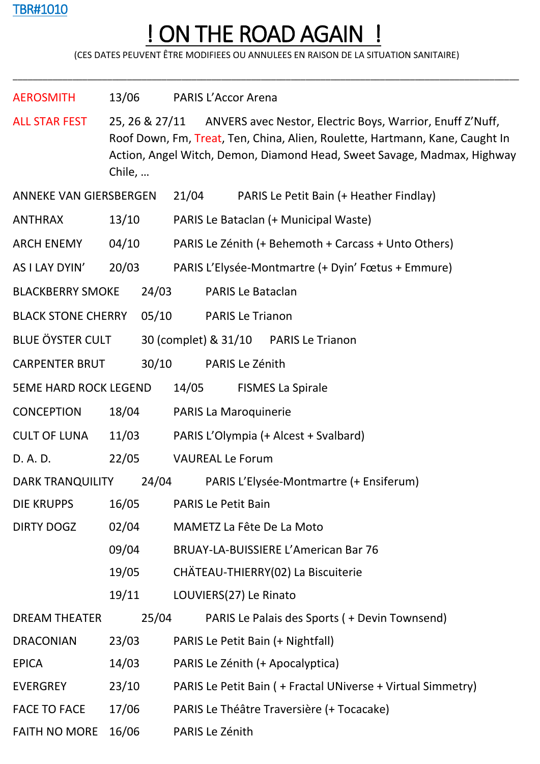TBR#1010

# ! ON THE ROAD AGAIN !

(CES DATES PEUVENT ÊTRE MODIFIEES OU ANNULEES EN RAISON DE LA SITUATION SANITAIRE)

---

AEROSMITH 13/06 PARIS L'Accor Arena

ALL STAR FEST 25, 26 & 27/11 ANVERS avec Nestor, Electric Boys, Warrior, Enuff Z'Nuff, Roof Down, Fm, Treat, Ten, China, Alien, Roulette, Hartmann, Kane, Caught In Action, Angel Witch, Demon, Diamond Head, Sweet Savage, Madmax, Highway Chile, …

ANNEKE VAN GIERSBERGEN 21/04 PARIS Le Petit Bain (+ Heather Findlay)

ANTHRAX 13/10 PARIS Le Bataclan (+ Municipal Waste)

ARCH ENEMY 04/10 PARIS Le Zénith (+ Behemoth + Carcass + Unto Others)

AS I LAY DYIN' 20/03 PARIS L'Elysée-Montmartre (+ Dyin' Fœtus + Emmure)

BLACKBERRY SMOKE 24/03 PARIS Le Bataclan

BLACK STONE CHERRY 05/10 PARIS Le Trianon

BLUE ÖYSTER CULT 30 (complet) & 31/10 PARIS Le Trianon

CARPENTER BRUT 30/10 PARIS Le Zénith

5EME HARD ROCK LEGEND 14/05 FISMES La Spirale

CONCEPTION 18/04 PARIS La Maroquinerie

CULT OF LUNA 11/03 PARIS L'Olympia (+ Alcest + Svalbard)

D. A. D. 22/05 VAUREAL Le Forum

DARK TRANQUILITY 24/04 PARIS L'Elysée-Montmartre (+ Ensiferum)

DIE KRUPPS 16/05 PARIS Le Petit Bain

DIRTY DOGZ 02/04 MAMETZ La Fête De La Moto
09/04 BRUAY-LA-BUISSIERE L'American Bar 76
19/05 CHÄTEAU-THIERRY(02) La Biscuiterie
19/11 LOUVIERS(27) Le Rinato

DREAM THEATER 25/04 PARIS Le Palais des Sports ( + Devin Townsend)

DRACONIAN 23/03 PARIS Le Petit Bain (+ Nightfall)

EPICA 14/03 PARIS Le Zénith (+ Apocalyptica)

EVERGREY 23/10 PARIS Le Petit Bain ( + Fractal UNiverse + Virtual Simmetry)

FACE TO FACE 17/06 PARIS Le Théâtre Traversière (+ Tocacake)

FAITH NO MORE 16/06 PARIS Le Zénith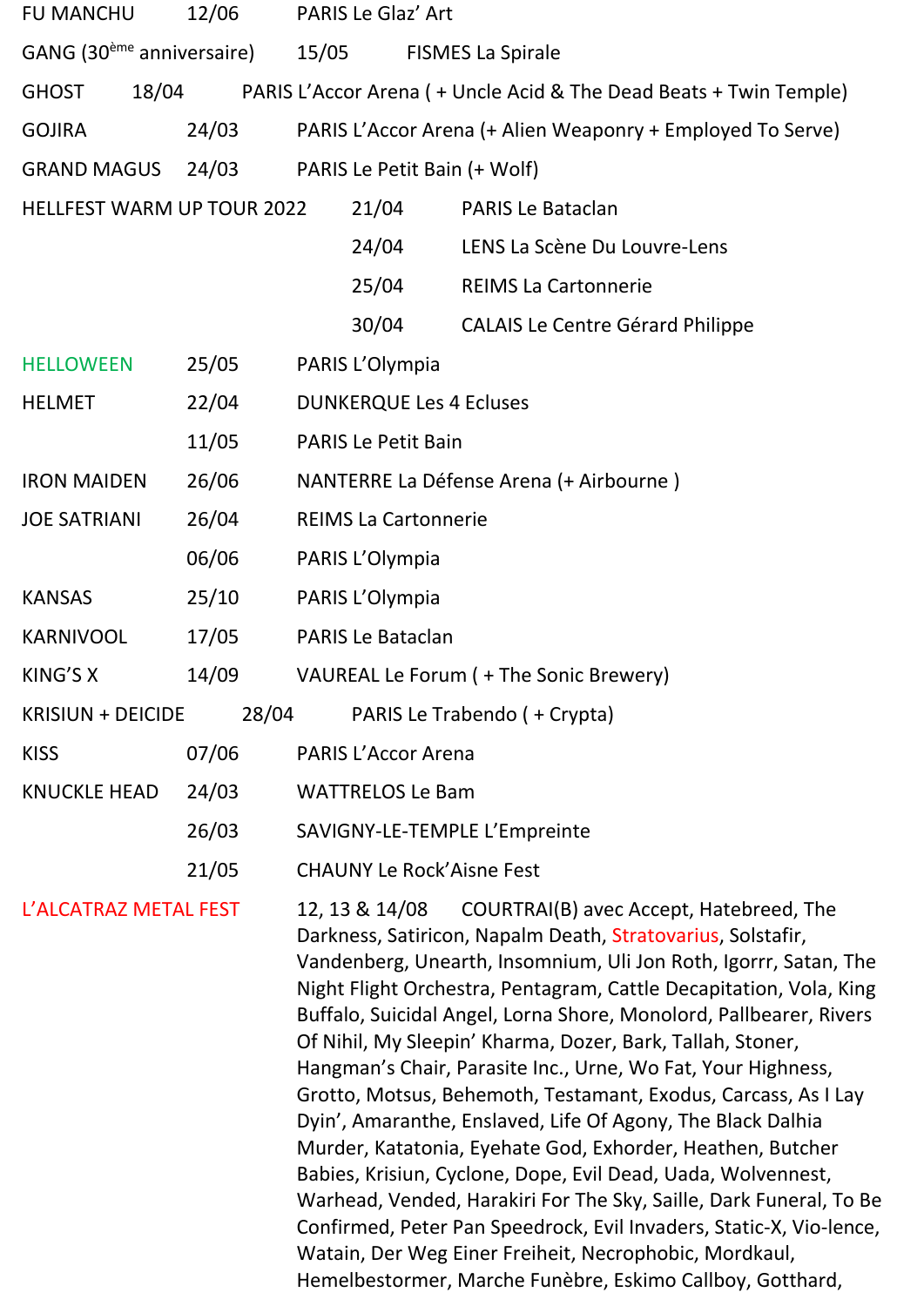| | | |
|---|---|---|
| FU MANCHU | 12/06 | PARIS Le Glaz' Art |
| GANG (30ème anniversaire) | 15/05 | FISMES La Spirale |
| GHOST | 18/04 | PARIS L'Accor Arena ( + Uncle Acid & The Dead Beats + Twin Temple) |
| GOJIRA | 24/03 | PARIS L'Accor Arena (+ Alien Weaponry + Employed To Serve) |
| GRAND MAGUS | 24/03 | PARIS Le Petit Bain (+ Wolf) |
| HELLFEST WARM UP TOUR 2022 | 21/04 | PARIS Le Bataclan |
| | 24/04 | LENS La Scène Du Louvre-Lens |
| | 25/04 | REIMS La Cartonnerie |
| | 30/04 | CALAIS Le Centre Gérard Philippe |
| HELLOWEEN | 25/05 | PARIS L'Olympia |
| HELMET | 22/04 | DUNKERQUE Les 4 Ecluses |
| | 11/05 | PARIS Le Petit Bain |
| IRON MAIDEN | 26/06 | NANTERRE La Défense Arena (+ Airbourne ) |
| JOE SATRIANI | 26/04 | REIMS La Cartonnerie |
| | 06/06 | PARIS L'Olympia |
| KANSAS | 25/10 | PARIS L'Olympia |
| KARNIVOOL | 17/05 | PARIS Le Bataclan |
| KING'S X | 14/09 | VAUREAL Le Forum ( + The Sonic Brewery) |
| KRISIUN + DEICIDE | 28/04 | PARIS Le Trabendo ( + Crypta) |
| KISS | 07/06 | PARIS L'Accor Arena |
| KNUCKLE HEAD | 24/03 | WATTRELOS Le Bam |
| | 26/03 | SAVIGNY-LE-TEMPLE L'Empreinte |
| | 21/05 | CHAUNY Le Rock'Aisne Fest |
| L'ALCATRAZ METAL FEST | 12, 13 & 14/08 | COURTRAI(B) avec Accept, Hatebreed, The Darkness, Satiricon, Napalm Death, Stratovarius, Solstafir, Vandenberg, Unearth, Insomnium, Uli Jon Roth, Igorrr, Satan, The Night Flight Orchestra, Pentagram, Cattle Decapitation, Vola, King Buffalo, Suicidal Angel, Lorna Shore, Monolord, Pallbearer, Rivers Of Nihil, My Sleepin' Kharma, Dozer, Bark, Tallah, Stoner, Hangman's Chair, Parasite Inc., Urne, Wo Fat, Your Highness, Grotto, Motsus, Behemoth, Testamant, Exodus, Carcass, As I Lay Dyin', Amaranthe, Enslaved, Life Of Agony, The Black Dalhia Murder, Katatonia, Eyehate God, Exhorder, Heathen, Butcher Babies, Krisiun, Cyclone, Dope, Evil Dead, Uada, Wolvennest, Warhead, Vended, Harakiri For The Sky, Saille, Dark Funeral, To Be Confirmed, Peter Pan Speedrock, Evil Invaders, Static-X, Vio-lence, Watain, Der Weg Einer Freiheit, Necrophobic, Mordkaul, Hemelbestormer, Marche Funèbre, Eskimo Callboy, Gotthard, |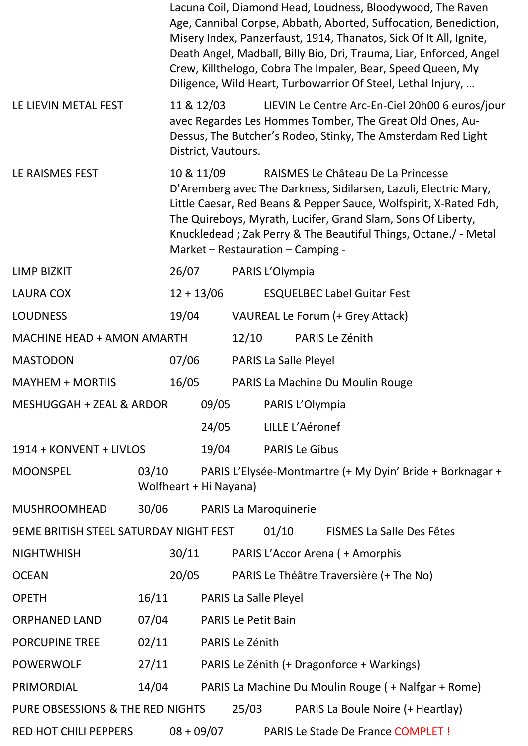Lacuna Coil, Diamond Head, Loudness, Bloodywood, The Raven Age, Cannibal Corpse, Abbath, Aborted, Suffocation, Benediction, Misery Index, Panzerfaust, 1914, Thanatos, Sick Of It All, Ignite, Death Angel, Madball, Billy Bio, Dri, Trauma, Liar, Enforced, Angel Crew, Killthelogo, Cobra The Impaler, Bear, Speed Queen, My Diligence, Wild Heart, Turbowarrior Of Steel, Lethal Injury, …

LE LIEVIN METAL FEST 11 & 12/03 LIEVIN Le Centre Arc-En-Ciel 20h00 6 euros/jour avec Regardes Les Hommes Tomber, The Great Old Ones, Au-Dessus, The Butcher's Rodeo, Stinky, The Amsterdam Red Light District, Vautours.

LE RAISMES FEST 10 & 11/09 RAISMES Le Château De La Princesse D'Aremberg avec The Darkness, Sidilarsen, Lazuli, Electric Mary, Little Caesar, Red Beans & Pepper Sauce, Wolfspirit, X-Rated Fdh, The Quireboys, Myrath, Lucifer, Grand Slam, Sons Of Liberty, Knuckledead ; Zak Perry & The Beautiful Things, Octane./ - Metal Market – Restauration – Camping -

LIMP BIZKIT 26/07 PARIS L'Olympia

LAURA COX 12 + 13/06 ESQUELBEC Label Guitar Fest

LOUDNESS 19/04 VAUREAL Le Forum (+ Grey Attack)

MACHINE HEAD + AMON AMARTH 12/10 PARIS Le Zénith

MASTODON 07/06 PARIS La Salle Pleyel

MAYHEM + MORTIIS 16/05 PARIS La Machine Du Moulin Rouge

MESHUGGAH + ZEAL & ARDOR 09/05 PARIS L'Olympia

24/05 LILLE L'Aéronef

1914 + KONVENT + LIVLOS 19/04 PARIS Le Gibus

MOONSPEL 03/10 PARIS L'Elysée-Montmartre (+ My Dyin' Bride + Borknagar + Wolfheart + Hi Nayana)

MUSHROOMHEAD 30/06 PARIS La Maroquinerie

9EME BRITISH STEEL SATURDAY NIGHT FEST 01/10 FISMES La Salle Des Fêtes

NIGHTWHISH 30/11 PARIS L'Accor Arena ( + Amorphis

OCEAN 20/05 PARIS Le Théâtre Traversière (+ The No)

OPETH 16/11 PARIS La Salle Pleyel

ORPHANED LAND 07/04 PARIS Le Petit Bain

PORCUPINE TREE 02/11 PARIS Le Zénith

POWERWOLF 27/11 PARIS Le Zénith (+ Dragonforce + Warkings)

PRIMORDIAL 14/04 PARIS La Machine Du Moulin Rouge ( + Nalfgar + Rome)

PURE OBSESSIONS & THE RED NIGHTS 25/03 PARIS La Boule Noire (+ Heartlay)

RED HOT CHILI PEPPERS 08 + 09/07 PARIS Le Stade De France COMPLET !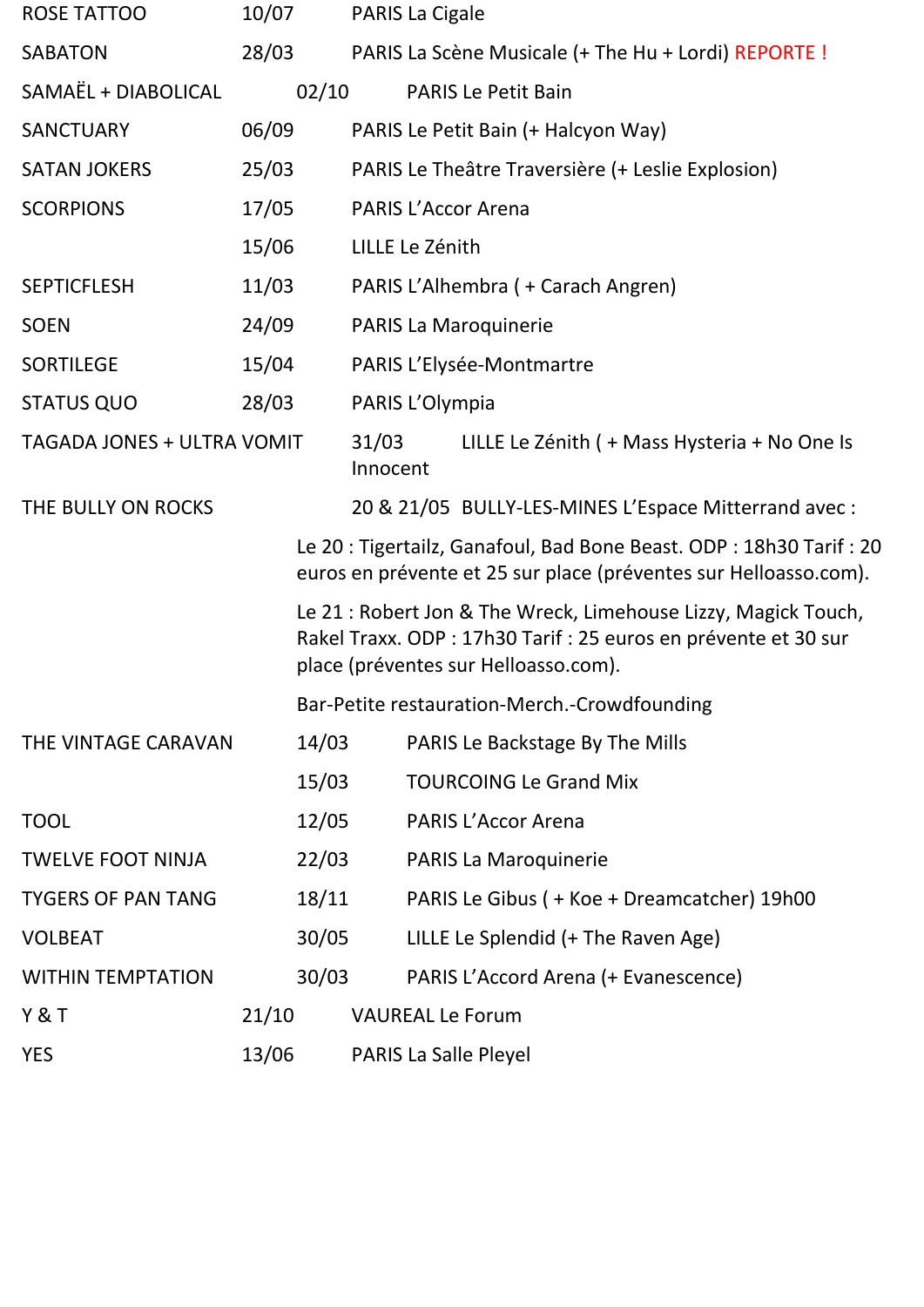| | | |
|---|---|---|
| ROSE TATTOO | 10/07 | PARIS La Cigale |
| SABATON | 28/03 | PARIS La Scène Musicale (+ The Hu + Lordi) REPORTE ! |
| SAMAËL + DIABOLICAL | 02/10 | PARIS Le Petit Bain |
| SANCTUARY | 06/09 | PARIS Le Petit Bain (+ Halcyon Way) |
| SATAN JOKERS | 25/03 | PARIS Le Theâtre Traversière (+ Leslie Explosion) |
| SCORPIONS | 17/05 | PARIS L'Accor Arena |
| | 15/06 | LILLE Le Zénith |
| SEPTICFLESH | 11/03 | PARIS L'Alhembra ( + Carach Angren) |
| SOEN | 24/09 | PARIS La Maroquinerie |
| SORTILEGE | 15/04 | PARIS L'Elysée-Montmartre |
| STATUS QUO | 28/03 | PARIS L'Olympia |
| TAGADA JONES + ULTRA VOMIT | 31/03 | LILLE Le Zénith ( + Mass Hysteria + No One Is Innocent |
| THE BULLY ON ROCKS | 20 & 21/05 | BULLY-LES-MINES L'Espace Mitterrand avec : |

Le 20 : Tigertailz, Ganafoul, Bad Bone Beast. ODP : 18h30 Tarif : 20 euros en prévente et 25 sur place (préventes sur Helloasso.com).

Le 21 : Robert Jon & The Wreck, Limehouse Lizzy, Magick Touch, Rakel Traxx. ODP : 17h30 Tarif : 25 euros en prévente et 30 sur place (préventes sur Helloasso.com).

Bar-Petite restauration-Merch.-Crowdfounding

| | | |
|---|---|---|
| THE VINTAGE CARAVAN | 14/03 | PARIS Le Backstage By The Mills |
| | 15/03 | TOURCOING Le Grand Mix |
| TOOL | 12/05 | PARIS L'Accor Arena |
| TWELVE FOOT NINJA | 22/03 | PARIS La Maroquinerie |
| TYGERS OF PAN TANG | 18/11 | PARIS Le Gibus ( + Koe + Dreamcatcher) 19h00 |
| VOLBEAT | 30/05 | LILLE Le Splendid (+ The Raven Age) |
| WITHIN TEMPTATION | 30/03 | PARIS L'Accord Arena (+ Evanescence) |
| Y & T | 21/10 | VAUREAL Le Forum |
| YES | 13/06 | PARIS La Salle Pleyel |